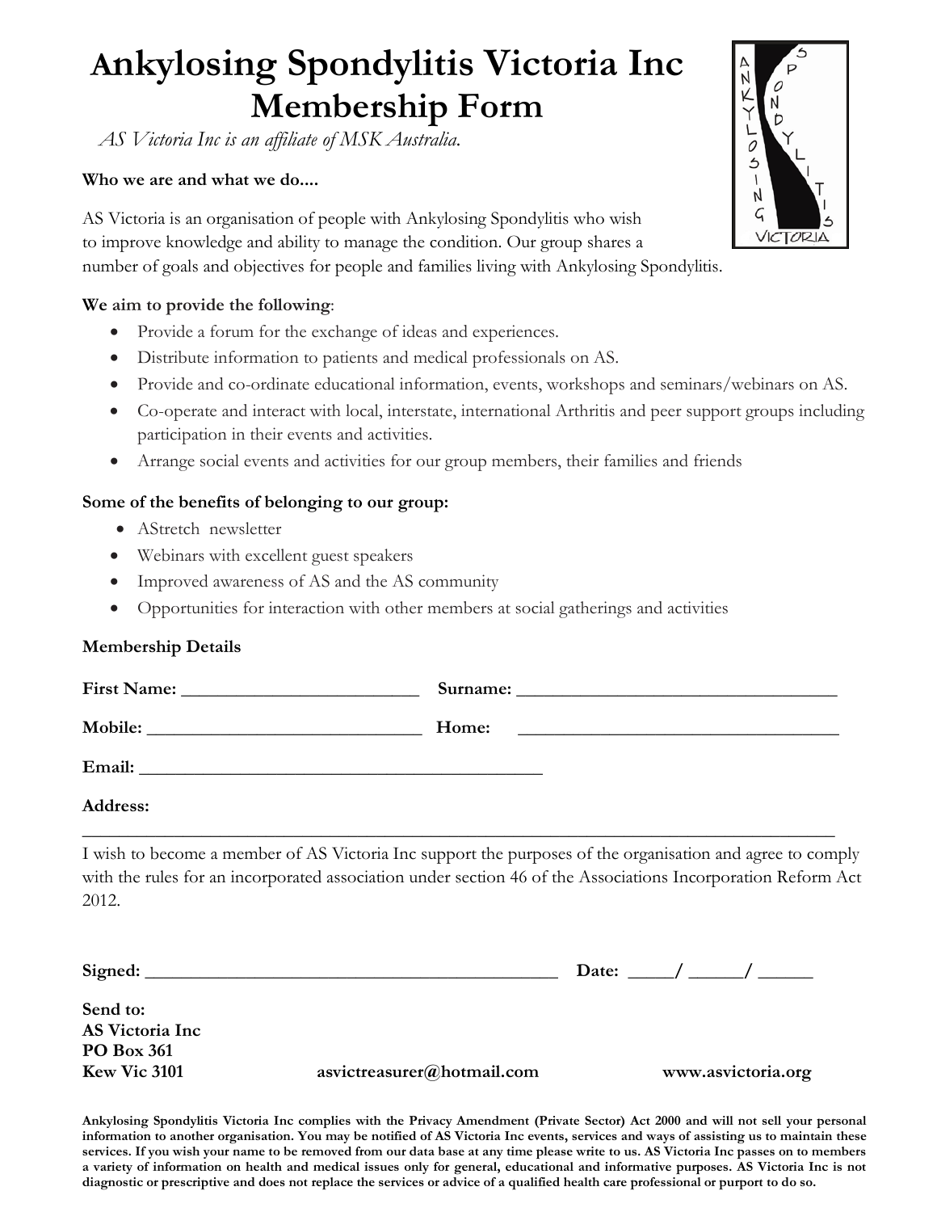# Ankylosing Spondylitis Victoria Inc
# Membership Form

*AS Victoria Inc is an affiliate of MSK Australia.*

**Who we are and what we do....**

AS Victoria is an organisation of people with Ankylosing Spondylitis who wish to improve knowledge and ability to manage the condition. Our group shares a number of goals and objectives for people and families living with Ankylosing Spondylitis.

**We aim to provide the following**:

- Provide a forum for the exchange of ideas and experiences.
- Distribute information to patients and medical professionals on AS.
- Provide and co-ordinate educational information, events, workshops and seminars/webinars on AS.
- Co-operate and interact with local, interstate, international Arthritis and peer support groups including participation in their events and activities.
- Arrange social events and activities for our group members, their families and friends

**Some of the benefits of belonging to our group:**

- AStretch newsletter
- Webinars with excellent guest speakers
- Improved awareness of AS and the AS community
- Opportunities for interaction with other members at social gatherings and activities

**Membership Details**

**First Name:** __________________________ **Surname:** ___________________________________

**Mobile:** ______________________________ **Home:** ___________________________________

**Email:** ____________________________________________

**Address:**

_________________________________________________________________________________

I wish to become a member of AS Victoria Inc support the purposes of the organisation and agree to comply with the rules for an incorporated association under section 46 of the Associations Incorporation Reform Act 2012.

**Signed:** _____________________________________________ **Date:** _____/ ______/ ______

**Send to:**
**AS Victoria Inc**
**PO Box 361**
**Kew Vic 3101** **asvictreasurer@hotmail.com** **www.asvictoria.org**

**Ankylosing Spondylitis Victoria Inc complies with the Privacy Amendment (Private Sector) Act 2000 and will not sell your personal information to another organisation. You may be notified of AS Victoria Inc events, services and ways of assisting us to maintain these services. If you wish your name to be removed from our data base at any time please write to us. AS Victoria Inc passes on to members a variety of information on health and medical issues only for general, educational and informative purposes. AS Victoria Inc is not diagnostic or prescriptive and does not replace the services or advice of a qualified health care professional or purport to do so.**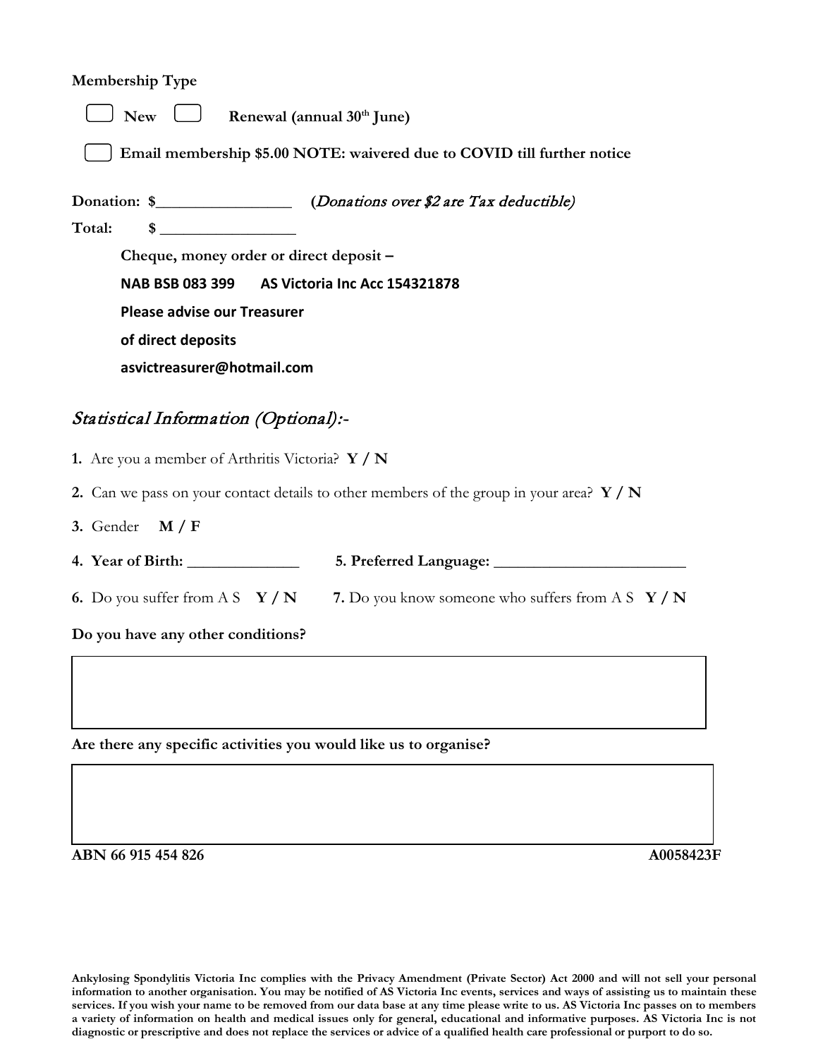**Membership Type**

☐ **New** ☐ **Renewal (annual 30th June)**

☐ **Email membership $5.00 NOTE: waivered due to COVID till further notice**

**Donation: $_________________** (*Donations over $2 are Tax deductible*)

**Total: $ _________________**

**Cheque, money order or direct deposit –**

**NAB BSB 083 399 AS Victoria Inc Acc 154321878**

**Please advise our Treasurer**

**of direct deposits**

**asvictreasurer@hotmail.com**

## *Statistical Information (Optional):-*

**1.** Are you a member of Arthritis Victoria? **Y / N**

**2.** Can we pass on your contact details to other members of the group in your area? **Y / N**

**3.** Gender **M / F**

**4. Year of Birth: ______________** **5. Preferred Language: ________________________**

**6.** Do you suffer from A S **Y / N** **7.** Do you know someone who suffers from A S **Y / N**

**Do you have any other conditions?**

**Are there any specific activities you would like us to organise?**

**ABN 66 915 454 826** **A0058423F**

**Ankylosing Spondylitis Victoria Inc complies with the Privacy Amendment (Private Sector) Act 2000 and will not sell your personal information to another organisation. You may be notified of AS Victoria Inc events, services and ways of assisting us to maintain these services. If you wish your name to be removed from our data base at any time please write to us. AS Victoria Inc passes on to members a variety of information on health and medical issues only for general, educational and informative purposes. AS Victoria Inc is not diagnostic or prescriptive and does not replace the services or advice of a qualified health care professional or purport to do so.**